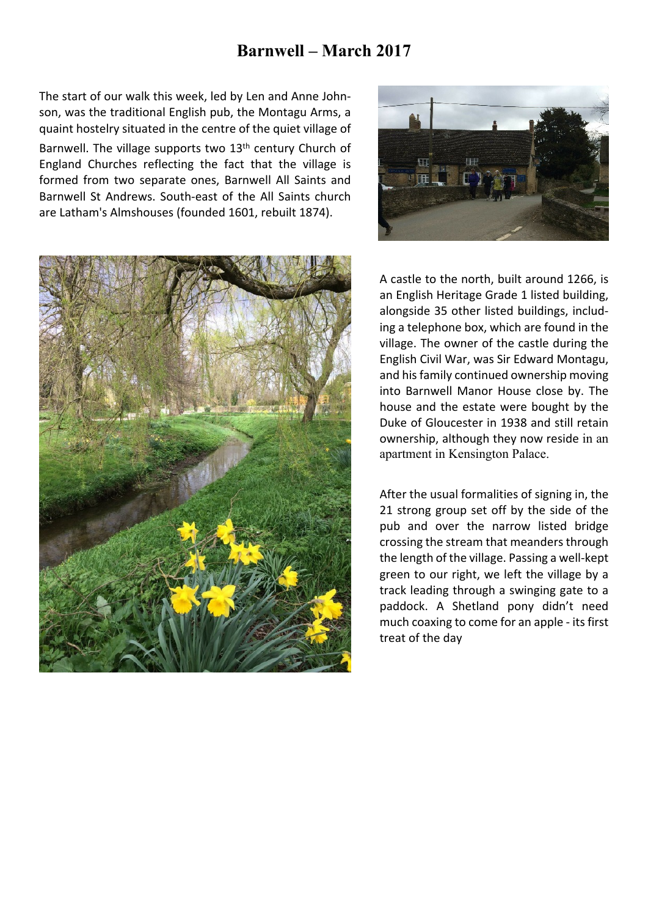# Barnwell – March 2017

The start of our walk this week, led by Len and Anne Johnson, was the traditional English pub, the Montagu Arms, a quaint hostelry situated in the centre of the quiet village of Barnwell. The village supports two 13th century Church of England Churches reflecting the fact that the village is formed from two separate ones, Barnwell All Saints and Barnwell St Andrews. South-east of the All Saints church are Latham's Almshouses (founded 1601, rebuilt 1874).

A castle to the north, built around 1266, is an English Heritage Grade 1 listed building, alongside 35 other listed buildings, including a telephone box, which are found in the village. The owner of the castle during the English Civil War, was Sir Edward Montagu, and his family continued ownership moving into Barnwell Manor House close by. The house and the estate were bought by the Duke of Gloucester in 1938 and still retain ownership, although they now reside in an apartment in Kensington Palace.

After the usual formalities of signing in, the 21 strong group set off by the side of the pub and over the narrow listed bridge crossing the stream that meanders through the length of the village. Passing a well-kept green to our right, we left the village by a track leading through a swinging gate to a paddock. A Shetland pony didn't need much coaxing to come for an apple - its first treat of the day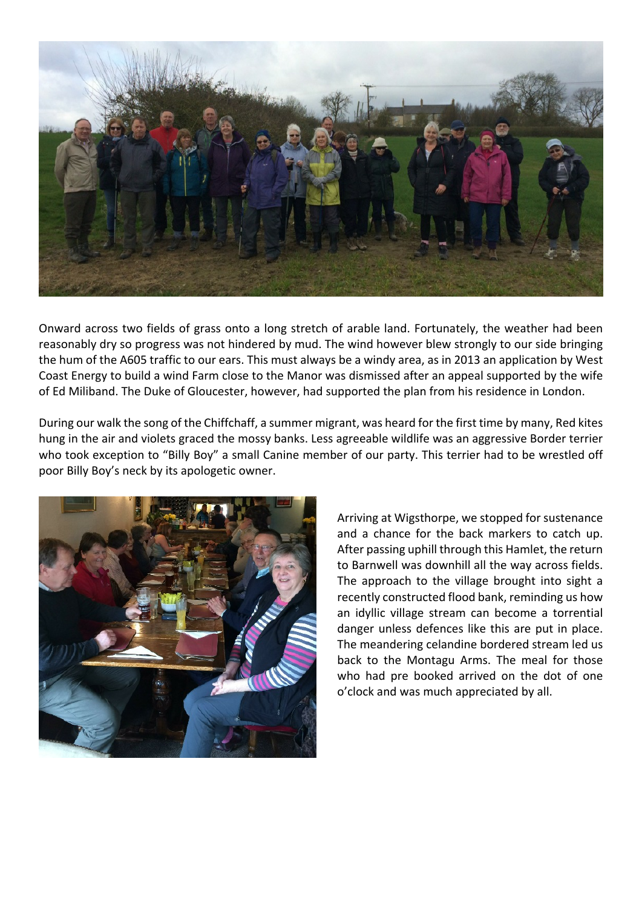Onward across two fields of grass onto a long stretch of arable land. Fortunately, the weather had been reasonably dry so progress was not hindered by mud. The wind however blew strongly to our side bringing the hum of the A605 traffic to our ears. This must always be a windy area, as in 2013 an application by West Coast Energy to build a wind Farm close to the Manor was dismissed after an appeal supported by the wife of Ed Miliband. The Duke of Gloucester, however, had supported the plan from his residence in London.

During our walk the song of the Chiffchaff, a summer migrant, was heard for the first time by many, Red kites hung in the air and violets graced the mossy banks. Less agreeable wildlife was an aggressive Border terrier who took exception to "Billy Boy" a small Canine member of our party. This terrier had to be wrestled off poor Billy Boy's neck by its apologetic owner.

Arriving at Wigsthorpe, we stopped for sustenance and a chance for the back markers to catch up. After passing uphill through this Hamlet, the return to Barnwell was downhill all the way across fields. The approach to the village brought into sight a recently constructed flood bank, reminding us how an idyllic village stream can become a torrential danger unless defences like this are put in place. The meandering celandine bordered stream led us back to the Montagu Arms. The meal for those who had pre booked arrived on the dot of one o'clock and was much appreciated by all.